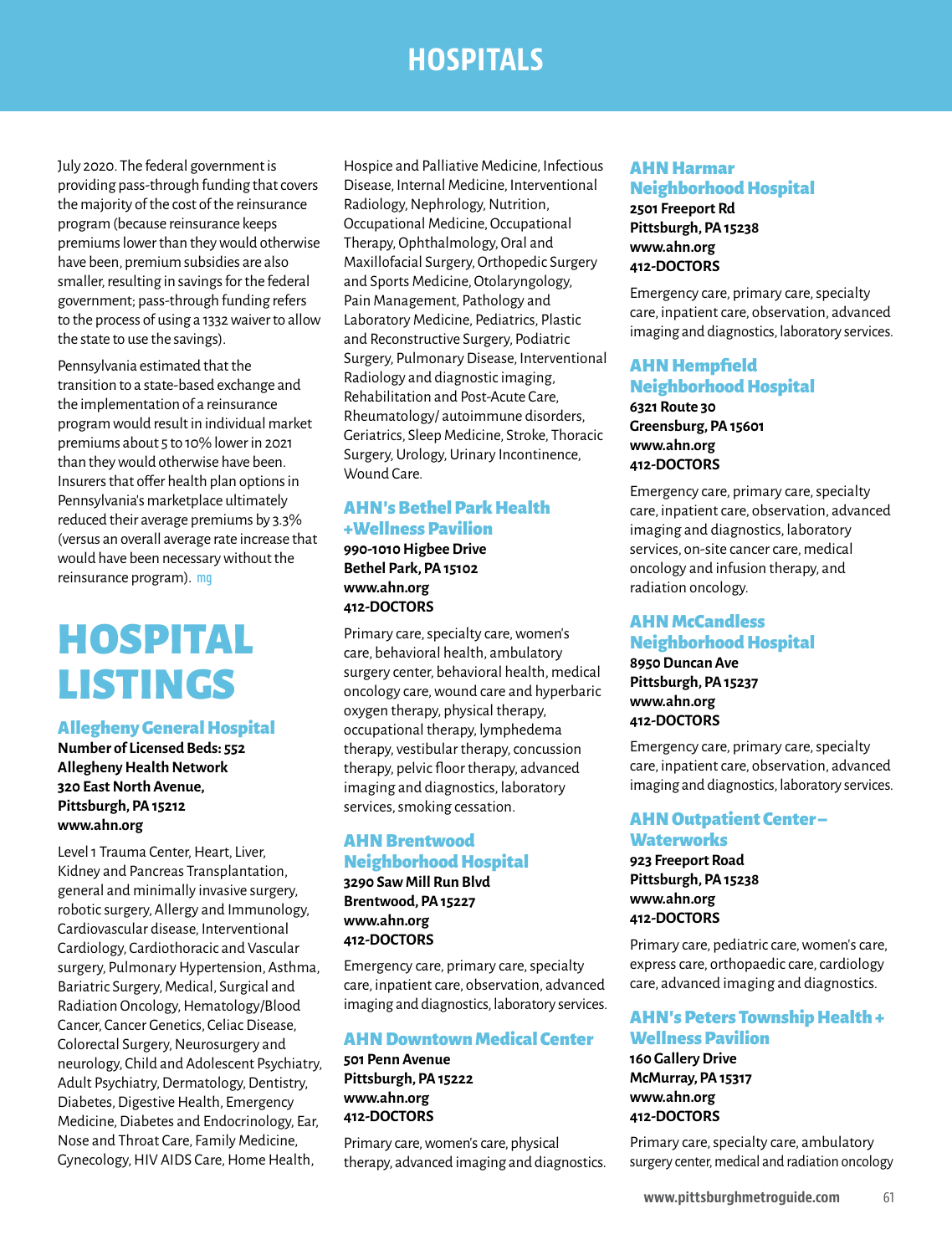July 2020. The federal government is providing pass-through funding that covers the majority of the cost of the reinsurance program (because reinsurance keeps premiums lower than they would otherwise have been, premium subsidies are also smaller, resulting in savings for the federal government; pass-through funding refers to the process of using a 1332 waiver to allow the state to use the savings).

Pennsylvania estimated that the transition to a state-based exchange and the implementation of a reinsurance program would result in individual market premiums about 5 to 10% lower in 2021 than they would otherwise have been. Insurers that offer health plan options in Pennsylvania's marketplace ultimately reduced their average premiums by 3.3% (versus an overall average rate increase that would have been necessary without the reinsurance program). mg

# HOSPITAL LISTINGS

### Allegheny General Hospital

**Number of Licensed Beds: 552**
**Allegheny Health Network**
**320 East North Avenue,**
**Pittsburgh, PA 15212**
**www.ahn.org**

Level 1 Trauma Center, Heart, Liver, Kidney and Pancreas Transplantation, general and minimally invasive surgery, robotic surgery, Allergy and Immunology, Cardiovascular disease, Interventional Cardiology, Cardiothoracic and Vascular surgery, Pulmonary Hypertension, Asthma, Bariatric Surgery, Medical, Surgical and Radiation Oncology, Hematology/Blood Cancer, Cancer Genetics, Celiac Disease, Colorectal Surgery, Neurosurgery and neurology, Child and Adolescent Psychiatry, Adult Psychiatry, Dermatology, Dentistry, Diabetes, Digestive Health, Emergency Medicine, Diabetes and Endocrinology, Ear, Nose and Throat Care, Family Medicine, Gynecology, HIV AIDS Care, Home Health, Hospice and Palliative Medicine, Infectious Disease, Internal Medicine, Interventional Radiology, Nephrology, Nutrition, Occupational Medicine, Occupational Therapy, Ophthalmology, Oral and Maxillofacial Surgery, Orthopedic Surgery and Sports Medicine, Otolaryngology, Pain Management, Pathology and Laboratory Medicine, Pediatrics, Plastic and Reconstructive Surgery, Podiatric Surgery, Pulmonary Disease, Interventional Radiology and diagnostic imaging, Rehabilitation and Post-Acute Care, Rheumatology/ autoimmune disorders, Geriatrics, Sleep Medicine, Stroke, Thoracic Surgery, Urology, Urinary Incontinence, Wound Care.

### AHN's Bethel Park Health +Wellness Pavilion

**990-1010 Higbee Drive**
**Bethel Park, PA 15102**
**www.ahn.org**
**412-DOCTORS**

Primary care, specialty care, women's care, behavioral health, ambulatory surgery center, behavioral health, medical oncology care, wound care and hyperbaric oxygen therapy, physical therapy, occupational therapy, lymphedema therapy, vestibular therapy, concussion therapy, pelvic floor therapy, advanced imaging and diagnostics, laboratory services, smoking cessation.

### AHN Brentwood Neighborhood Hospital

**3290 Saw Mill Run Blvd**
**Brentwood, PA 15227**
**www.ahn.org**
**412-DOCTORS**

Emergency care, primary care, specialty care, inpatient care, observation, advanced imaging and diagnostics, laboratory services.

### AHN Downtown Medical Center

**501 Penn Avenue**
**Pittsburgh, PA 15222**
**www.ahn.org**
**412-DOCTORS**

Primary care, women's care, physical therapy, advanced imaging and diagnostics.

### AHN Harmar Neighborhood Hospital

**2501 Freeport Rd**
**Pittsburgh, PA 15238**
**www.ahn.org**
**412-DOCTORS**

Emergency care, primary care, specialty care, inpatient care, observation, advanced imaging and diagnostics, laboratory services.

### AHN Hempfield Neighborhood Hospital

**6321 Route 30**
**Greensburg, PA 15601**
**www.ahn.org**
**412-DOCTORS**

Emergency care, primary care, specialty care, inpatient care, observation, advanced imaging and diagnostics, laboratory services, on-site cancer care, medical oncology and infusion therapy, and radiation oncology.

### AHN McCandless Neighborhood Hospital

**8950 Duncan Ave**
**Pittsburgh, PA 15237**
**www.ahn.org**
**412-DOCTORS**

Emergency care, primary care, specialty care, inpatient care, observation, advanced imaging and diagnostics, laboratory services.

### AHN Outpatient Center– Waterworks

**923 Freeport Road**
**Pittsburgh, PA 15238**
**www.ahn.org**
**412-DOCTORS**

Primary care, pediatric care, women's care, express care, orthopaedic care, cardiology care, advanced imaging and diagnostics.

### AHN's Peters Township Health + Wellness Pavilion

**160 Gallery Drive**
**McMurray, PA 15317**
**www.ahn.org**
**412-DOCTORS**

Primary care, specialty care, ambulatory surgery center, medical and radiation oncology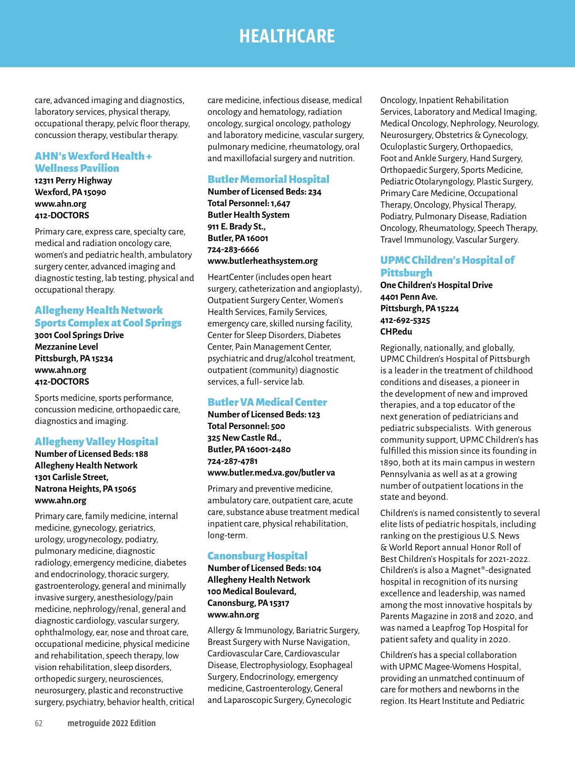# HEALTHCARE

care, advanced imaging and diagnostics, laboratory services, physical therapy, occupational therapy, pelvic floor therapy, concussion therapy, vestibular therapy.

### AHN's Wexford Health + Wellness Pavilion

**12311 Perry Highway**
**Wexford, PA 15090**
**www.ahn.org**
**412-DOCTORS**

Primary care, express care, specialty care, medical and radiation oncology care, women's and pediatric health, ambulatory surgery center, advanced imaging and diagnostic testing, lab testing, physical and occupational therapy.

### Allegheny Health Network Sports Complex at Cool Springs

**3001 Cool Springs Drive**
**Mezzanine Level**
**Pittsburgh, PA 15234**
**www.ahn.org**
**412-DOCTORS**

Sports medicine, sports performance, concussion medicine, orthopaedic care, diagnostics and imaging.

### Allegheny Valley Hospital

**Number of Licensed Beds: 188**
**Allegheny Health Network**
**1301 Carlisle Street,**
**Natrona Heights, PA 15065**
**www.ahn.org**

Primary care, family medicine, internal medicine, gynecology, geriatrics, urology, urogynecology, podiatry, pulmonary medicine, diagnostic radiology, emergency medicine, diabetes and endocrinology, thoracic surgery, gastroenterology, general and minimally invasive surgery, anesthesiology/pain medicine, nephrology/renal, general and diagnostic cardiology, vascular surgery, ophthalmology, ear, nose and throat care, occupational medicine, physical medicine and rehabilitation, speech therapy, low vision rehabilitation, sleep disorders, orthopedic surgery, neurosciences, neurosurgery, plastic and reconstructive surgery, psychiatry, behavior health, critical care medicine, infectious disease, medical oncology and hematology, radiation oncology, surgical oncology, pathology and laboratory medicine, vascular surgery, pulmonary medicine, rheumatology, oral and maxillofacial surgery and nutrition.

### Butler Memorial Hospital

**Number of Licensed Beds: 234**
**Total Personnel: 1,647**
**Butler Health System**
**911 E. Brady St.,**
**Butler, PA 16001**
**724-283-6666**
**www.butlerheathsystem.org**

HeartCenter (includes open heart surgery, catheterization and angioplasty), Outpatient Surgery Center, Women's Health Services, Family Services, emergency care, skilled nursing facility, Center for Sleep Disorders, Diabetes Center, Pain Management Center, psychiatric and drug/alcohol treatment, outpatient (community) diagnostic services, a full- service lab.

### Butler VA Medical Center

**Number of Licensed Beds: 123**
**Total Personnel: 500**
**325 New Castle Rd.,**
**Butler, PA 16001-2480**
**724-287-4781**
**www.butler.med.va.gov/butler va**

Primary and preventive medicine, ambulatory care, outpatient care, acute care, substance abuse treatment medical inpatient care, physical rehabilitation, long-term.

### Canonsburg Hospital

**Number of Licensed Beds: 104**
**Allegheny Health Network**
**100 Medical Boulevard,**
**Canonsburg, PA 15317**
**www.ahn.org**

Allergy & Immunology, Bariatric Surgery, Breast Surgery with Nurse Navigation, Cardiovascular Care, Cardiovascular Disease, Electrophysiology, Esophageal Surgery, Endocrinology, emergency medicine, Gastroenterology, General and Laparoscopic Surgery, Gynecologic Oncology, Inpatient Rehabilitation Services, Laboratory and Medical Imaging, Medical Oncology, Nephrology, Neurology, Neurosurgery, Obstetrics & Gynecology, Oculoplastic Surgery, Orthopaedics, Foot and Ankle Surgery, Hand Surgery, Orthopaedic Surgery, Sports Medicine, Pediatric Otolaryngology, Plastic Surgery, Primary Care Medicine, Occupational Therapy, Oncology, Physical Therapy, Podiatry, Pulmonary Disease, Radiation Oncology, Rheumatology, Speech Therapy, Travel Immunology, Vascular Surgery.

### UPMC Children's Hospital of Pittsburgh

**One Children's Hospital Drive**
**4401 Penn Ave.**
**Pittsburgh, PA 15224**
**412-692-5325**
**CHP.edu**

Regionally, nationally, and globally, UPMC Children's Hospital of Pittsburgh is a leader in the treatment of childhood conditions and diseases, a pioneer in the development of new and improved therapies, and a top educator of the next generation of pediatricians and pediatric subspecialists. With generous community support, UPMC Children's has fulfilled this mission since its founding in 1890, both at its main campus in western Pennsylvania as well as at a growing number of outpatient locations in the state and beyond.

Children's is named consistently to several elite lists of pediatric hospitals, including ranking on the prestigious U.S. News & World Report annual Honor Roll of Best Children's Hospitals for 2021-2022. Children's is also a Magnet®-designated hospital in recognition of its nursing excellence and leadership, was named among the most innovative hospitals by Parents Magazine in 2018 and 2020, and was named a Leapfrog Top Hospital for patient safety and quality in 2020.

Children's has a special collaboration with UPMC Magee-Womens Hospital, providing an unmatched continuum of care for mothers and newborns in the region. Its Heart Institute and Pediatric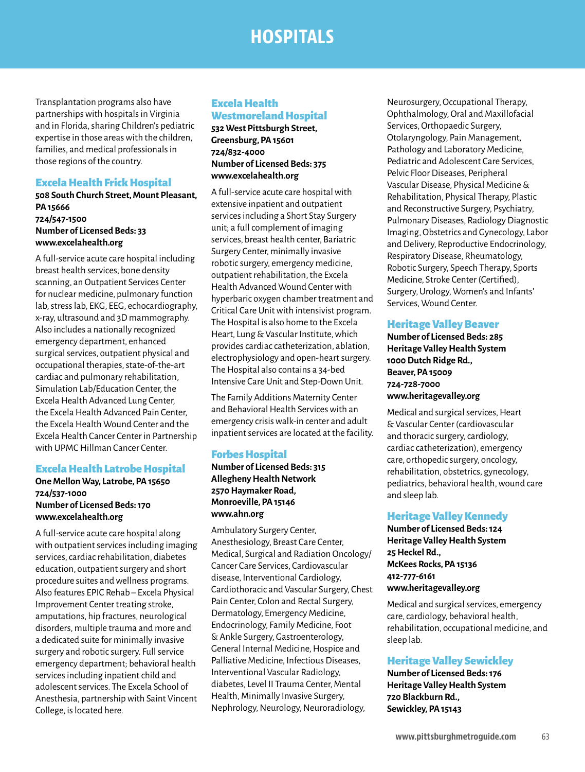# HOSPITALS

Transplantation programs also have partnerships with hospitals in Virginia and in Florida, sharing Children's pediatric expertise in those areas with the children, families, and medical professionals in those regions of the country.

## Excela Health Frick Hospital

**508 South Church Street, Mount Pleasant, PA 15666**
**724/547-1500**
**Number of Licensed Beds: 33**
**www.excelahealth.org**

A full-service acute care hospital including breast health services, bone density scanning, an Outpatient Services Center for nuclear medicine, pulmonary function lab, stress lab, EKG, EEG, echocardiography, x-ray, ultrasound and 3D mammography. Also includes a nationally recognized emergency department, enhanced surgical services, outpatient physical and occupational therapies, state-of-the-art cardiac and pulmonary rehabilitation, Simulation Lab/Education Center, the Excela Health Advanced Lung Center, the Excela Health Advanced Pain Center, the Excela Health Wound Center and the Excela Health Cancer Center in Partnership with UPMC Hillman Cancer Center.

## Excela Health Latrobe Hospital

**One Mellon Way, Latrobe, PA 15650**
**724/537-1000**
**Number of Licensed Beds: 170**
**www.excelahealth.org**

A full-service acute care hospital along with outpatient services including imaging services, cardiac rehabilitation, diabetes education, outpatient surgery and short procedure suites and wellness programs. Also features EPIC Rehab – Excela Physical Improvement Center treating stroke, amputations, hip fractures, neurological disorders, multiple trauma and more and a dedicated suite for minimally invasive surgery and robotic surgery. Full service emergency department; behavioral health services including inpatient child and adolescent services. The Excela School of Anesthesia, partnership with Saint Vincent College, is located here.

## Excela Health Westmoreland Hospital

**532 West Pittsburgh Street, Greensburg, PA 15601**
**724/832-4000**
**Number of Licensed Beds: 375**
**www.excelahealth.org**

A full-service acute care hospital with extensive inpatient and outpatient services including a Short Stay Surgery unit; a full complement of imaging services, breast health center, Bariatric Surgery Center, minimally invasive robotic surgery, emergency medicine, outpatient rehabilitation, the Excela Health Advanced Wound Center with hyperbaric oxygen chamber treatment and Critical Care Unit with intensivist program. The Hospital is also home to the Excela Heart, Lung & Vascular Institute, which provides cardiac catheterization, ablation, electrophysiology and open-heart surgery. The Hospital also contains a 34-bed Intensive Care Unit and Step-Down Unit.

The Family Additions Maternity Center and Behavioral Health Services with an emergency crisis walk-in center and adult inpatient services are located at the facility.

## Forbes Hospital

**Number of Licensed Beds: 315**
**Allegheny Health Network**
**2570 Haymaker Road, Monroeville, PA 15146**
**www.ahn.org**

Ambulatory Surgery Center, Anesthesiology, Breast Care Center, Medical, Surgical and Radiation Oncology/Cancer Care Services, Cardiovascular disease, Interventional Cardiology, Cardiothoracic and Vascular Surgery, Chest Pain Center, Colon and Rectal Surgery, Dermatology, Emergency Medicine, Endocrinology, Family Medicine, Foot & Ankle Surgery, Gastroenterology, General Internal Medicine, Hospice and Palliative Medicine, Infectious Diseases, Interventional Vascular Radiology, diabetes, Level II Trauma Center, Mental Health, Minimally Invasive Surgery, Nephrology, Neurology, Neuroradiology, Neurosurgery, Occupational Therapy, Ophthalmology, Oral and Maxillofacial Services, Orthopaedic Surgery, Otolaryngology, Pain Management, Pathology and Laboratory Medicine, Pediatric and Adolescent Care Services, Pelvic Floor Diseases, Peripheral Vascular Disease, Physical Medicine & Rehabilitation, Physical Therapy, Plastic and Reconstructive Surgery, Psychiatry, Pulmonary Diseases, Radiology Diagnostic Imaging, Obstetrics and Gynecology, Labor and Delivery, Reproductive Endocrinology, Respiratory Disease, Rheumatology, Robotic Surgery, Speech Therapy, Sports Medicine, Stroke Center (Certified), Surgery, Urology, Women's and Infants' Services, Wound Center.

## Heritage Valley Beaver

**Number of Licensed Beds: 285**
**Heritage Valley Health System**
**1000 Dutch Ridge Rd., Beaver, PA 15009**
**724-728-7000**
**www.heritagevalley.org**

Medical and surgical services, Heart & Vascular Center (cardiovascular and thoracic surgery, cardiology, cardiac catheterization), emergency care, orthopedic surgery, oncology, rehabilitation, obstetrics, gynecology, pediatrics, behavioral health, wound care and sleep lab.

## Heritage Valley Kennedy

**Number of Licensed Beds: 124**
**Heritage Valley Health System**
**25 Heckel Rd., McKees Rocks, PA 15136**
**412-777-6161**
**www.heritagevalley.org**

Medical and surgical services, emergency care, cardiology, behavioral health, rehabilitation, occupational medicine, and sleep lab.

## Heritage Valley Sewickley

**Number of Licensed Beds: 176**
**Heritage Valley Health System**
**720 Blackburn Rd., Sewickley, PA 15143**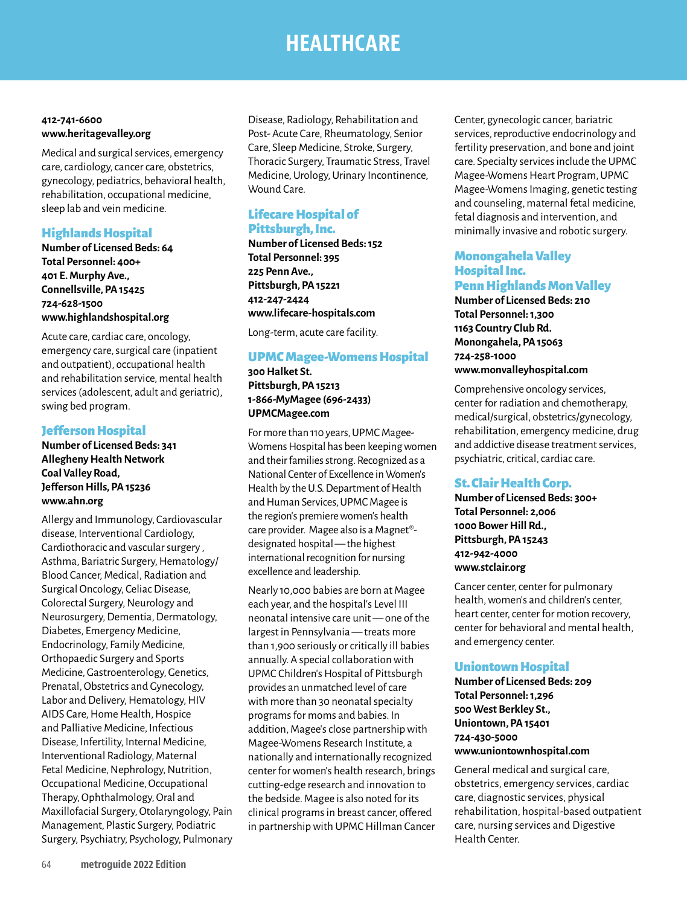# HEALTHCARE

**412-741-6600**
**www.heritagevalley.org**

Medical and surgical services, emergency care, cardiology, cancer care, obstetrics, gynecology, pediatrics, behavioral health, rehabilitation, occupational medicine, sleep lab and vein medicine.

### Highlands Hospital

**Number of Licensed Beds: 64**
**Total Personnel: 400+**
**401 E. Murphy Ave.,**
**Connellsville, PA 15425**
**724-628-1500**
**www.highlandshospital.org**

Acute care, cardiac care, oncology, emergency care, surgical care (inpatient and outpatient), occupational health and rehabilitation service, mental health services (adolescent, adult and geriatric), swing bed program.

### Jefferson Hospital

**Number of Licensed Beds: 341**
**Allegheny Health Network**
**Coal Valley Road,**
**Jefferson Hills, PA 15236**
**www.ahn.org**

Allergy and Immunology, Cardiovascular disease, Interventional Cardiology, Cardiothoracic and vascular surgery , Asthma, Bariatric Surgery, Hematology/ Blood Cancer, Medical, Radiation and Surgical Oncology, Celiac Disease, Colorectal Surgery, Neurology and Neurosurgery, Dementia, Dermatology, Diabetes, Emergency Medicine, Endocrinology, Family Medicine, Orthopaedic Surgery and Sports Medicine, Gastroenterology, Genetics, Prenatal, Obstetrics and Gynecology, Labor and Delivery, Hematology, HIV AIDS Care, Home Health, Hospice and Palliative Medicine, Infectious Disease, Infertility, Internal Medicine, Interventional Radiology, Maternal Fetal Medicine, Nephrology, Nutrition, Occupational Medicine, Occupational Therapy, Ophthalmology, Oral and Maxillofacial Surgery, Otolaryngology, Pain Management, Plastic Surgery, Podiatric Surgery, Psychiatry, Psychology, Pulmonary Disease, Radiology, Rehabilitation and Post- Acute Care, Rheumatology, Senior Care, Sleep Medicine, Stroke, Surgery, Thoracic Surgery, Traumatic Stress, Travel Medicine, Urology, Urinary Incontinence, Wound Care.

### Lifecare Hospital of Pittsburgh, Inc.

**Number of Licensed Beds: 152**
**Total Personnel: 395**
**225 Penn Ave.,**
**Pittsburgh, PA 15221**
**412-247-2424**
**www.lifecare-hospitals.com**

Long-term, acute care facility.

### UPMC Magee-Womens Hospital

**300 Halket St.**
**Pittsburgh, PA 15213**
**1-866-MyMagee (696-2433)**
**UPMCMagee.com**

For more than 110 years, UPMC Magee-Womens Hospital has been keeping women and their families strong. Recognized as a National Center of Excellence in Women's Health by the U.S. Department of Health and Human Services, UPMC Magee is the region's premiere women's health care provider. Magee also is a Magnet®-designated hospital — the highest international recognition for nursing excellence and leadership.

Nearly 10,000 babies are born at Magee each year, and the hospital's Level III neonatal intensive care unit — one of the largest in Pennsylvania — treats more than 1,900 seriously or critically ill babies annually. A special collaboration with UPMC Children's Hospital of Pittsburgh provides an unmatched level of care with more than 30 neonatal specialty programs for moms and babies. In addition, Magee's close partnership with Magee-Womens Research Institute, a nationally and internationally recognized center for women's health research, brings cutting-edge research and innovation to the bedside. Magee is also noted for its clinical programs in breast cancer, offered in partnership with UPMC Hillman Cancer Center, gynecologic cancer, bariatric services, reproductive endocrinology and fertility preservation, and bone and joint care. Specialty services include the UPMC Magee-Womens Heart Program, UPMC Magee-Womens Imaging, genetic testing and counseling, maternal fetal medicine, fetal diagnosis and intervention, and minimally invasive and robotic surgery.

### Monongahela Valley Hospital Inc. Penn Highlands Mon Valley

**Number of Licensed Beds: 210**
**Total Personnel: 1,300**
**1163 Country Club Rd.**
**Monongahela, PA 15063**
**724-258-1000**
**www.monvalleyhospital.com**

Comprehensive oncology services, center for radiation and chemotherapy, medical/surgical, obstetrics/gynecology, rehabilitation, emergency medicine, drug and addictive disease treatment services, psychiatric, critical, cardiac care.

### St. Clair Health Corp.

**Number of Licensed Beds: 300+**
**Total Personnel: 2,006**
**1000 Bower Hill Rd.,**
**Pittsburgh, PA 15243**
**412-942-4000**
**www.stclair.org**

Cancer center, center for pulmonary health, women's and children's center, heart center, center for motion recovery, center for behavioral and mental health, and emergency center.

### Uniontown Hospital

**Number of Licensed Beds: 209**
**Total Personnel: 1,296**
**500 West Berkley St.,**
**Uniontown, PA 15401**
**724-430-5000**
**www.uniontownhospital.com**

General medical and surgical care, obstetrics, emergency services, cardiac care, diagnostic services, physical rehabilitation, hospital-based outpatient care, nursing services and Digestive Health Center.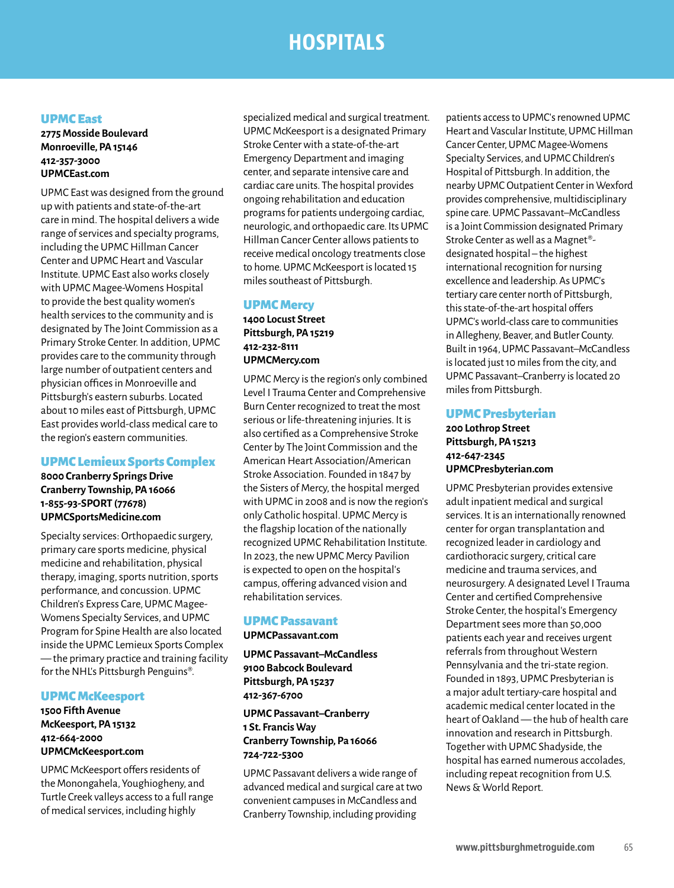# HOSPITALS

## UPMC East

**2775 Mosside Boulevard**
**Monroeville, PA 15146**
**412-357-3000**
**UPMCEast.com**

UPMC East was designed from the ground up with patients and state-of-the-art care in mind. The hospital delivers a wide range of services and specialty programs, including the UPMC Hillman Cancer Center and UPMC Heart and Vascular Institute. UPMC East also works closely with UPMC Magee-Womens Hospital to provide the best quality women's health services to the community and is designated by The Joint Commission as a Primary Stroke Center. In addition, UPMC provides care to the community through large number of outpatient centers and physician offices in Monroeville and Pittsburgh's eastern suburbs. Located about 10 miles east of Pittsburgh, UPMC East provides world-class medical care to the region's eastern communities.

## UPMC Lemieux Sports Complex

**8000 Cranberry Springs Drive**
**Cranberry Township, PA 16066**
**1-855-93-SPORT (77678)**
**UPMCSportsMedicine.com**

Specialty services: Orthopaedic surgery, primary care sports medicine, physical medicine and rehabilitation, physical therapy, imaging, sports nutrition, sports performance, and concussion. UPMC Children's Express Care, UPMC Magee-Womens Specialty Services, and UPMC Program for Spine Health are also located inside the UPMC Lemieux Sports Complex — the primary practice and training facility for the NHL's Pittsburgh Penguins®.

## UPMC McKeesport

**1500 Fifth Avenue**
**McKeesport, PA 15132**
**412-664-2000**
**UPMCMcKeesport.com**

UPMC McKeesport offers residents of the Monongahela, Youghiogheny, and Turtle Creek valleys access to a full range of medical services, including highly specialized medical and surgical treatment. UPMC McKeesport is a designated Primary Stroke Center with a state-of-the-art Emergency Department and imaging center, and separate intensive care and cardiac care units. The hospital provides ongoing rehabilitation and education programs for patients undergoing cardiac, neurologic, and orthopaedic care. Its UPMC Hillman Cancer Center allows patients to receive medical oncology treatments close to home. UPMC McKeesport is located 15 miles southeast of Pittsburgh.

## UPMC Mercy

**1400 Locust Street**
**Pittsburgh, PA 15219**
**412-232-8111**
**UPMCMercy.com**

UPMC Mercy is the region's only combined Level I Trauma Center and Comprehensive Burn Center recognized to treat the most serious or life-threatening injuries. It is also certified as a Comprehensive Stroke Center by The Joint Commission and the American Heart Association/American Stroke Association. Founded in 1847 by the Sisters of Mercy, the hospital merged with UPMC in 2008 and is now the region's only Catholic hospital. UPMC Mercy is the flagship location of the nationally recognized UPMC Rehabilitation Institute. In 2023, the new UPMC Mercy Pavilion is expected to open on the hospital's campus, offering advanced vision and rehabilitation services.

## UPMC Passavant

**UPMCPassavant.com**

**UPMC Passavant–McCandless**
**9100 Babcock Boulevard**
**Pittsburgh, PA 15237**
**412-367-6700**

**UPMC Passavant–Cranberry**
**1 St. Francis Way**
**Cranberry Township, Pa 16066**
**724-722-5300**

UPMC Passavant delivers a wide range of advanced medical and surgical care at two convenient campuses in McCandless and Cranberry Township, including providing patients access to UPMC's renowned UPMC Heart and Vascular Institute, UPMC Hillman Cancer Center, UPMC Magee-Womens Specialty Services, and UPMC Children's Hospital of Pittsburgh. In addition, the nearby UPMC Outpatient Center in Wexford provides comprehensive, multidisciplinary spine care. UPMC Passavant–McCandless is a Joint Commission designated Primary Stroke Center as well as a Magnet®-designated hospital – the highest international recognition for nursing excellence and leadership. As UPMC's tertiary care center north of Pittsburgh, this state-of-the-art hospital offers UPMC's world-class care to communities in Allegheny, Beaver, and Butler County. Built in 1964, UPMC Passavant–McCandless is located just 10 miles from the city, and UPMC Passavant–Cranberry is located 20 miles from Pittsburgh.

## UPMC Presbyterian

**200 Lothrop Street**
**Pittsburgh, PA 15213**
**412-647-2345**
**UPMCPresbyterian.com**

UPMC Presbyterian provides extensive adult inpatient medical and surgical services. It is an internationally renowned center for organ transplantation and recognized leader in cardiology and cardiothoracic surgery, critical care medicine and trauma services, and neurosurgery. A designated Level I Trauma Center and certified Comprehensive Stroke Center, the hospital's Emergency Department sees more than 50,000 patients each year and receives urgent referrals from throughout Western Pennsylvania and the tri-state region. Founded in 1893, UPMC Presbyterian is a major adult tertiary-care hospital and academic medical center located in the heart of Oakland — the hub of health care innovation and research in Pittsburgh. Together with UPMC Shadyside, the hospital has earned numerous accolades, including repeat recognition from U.S. News & World Report.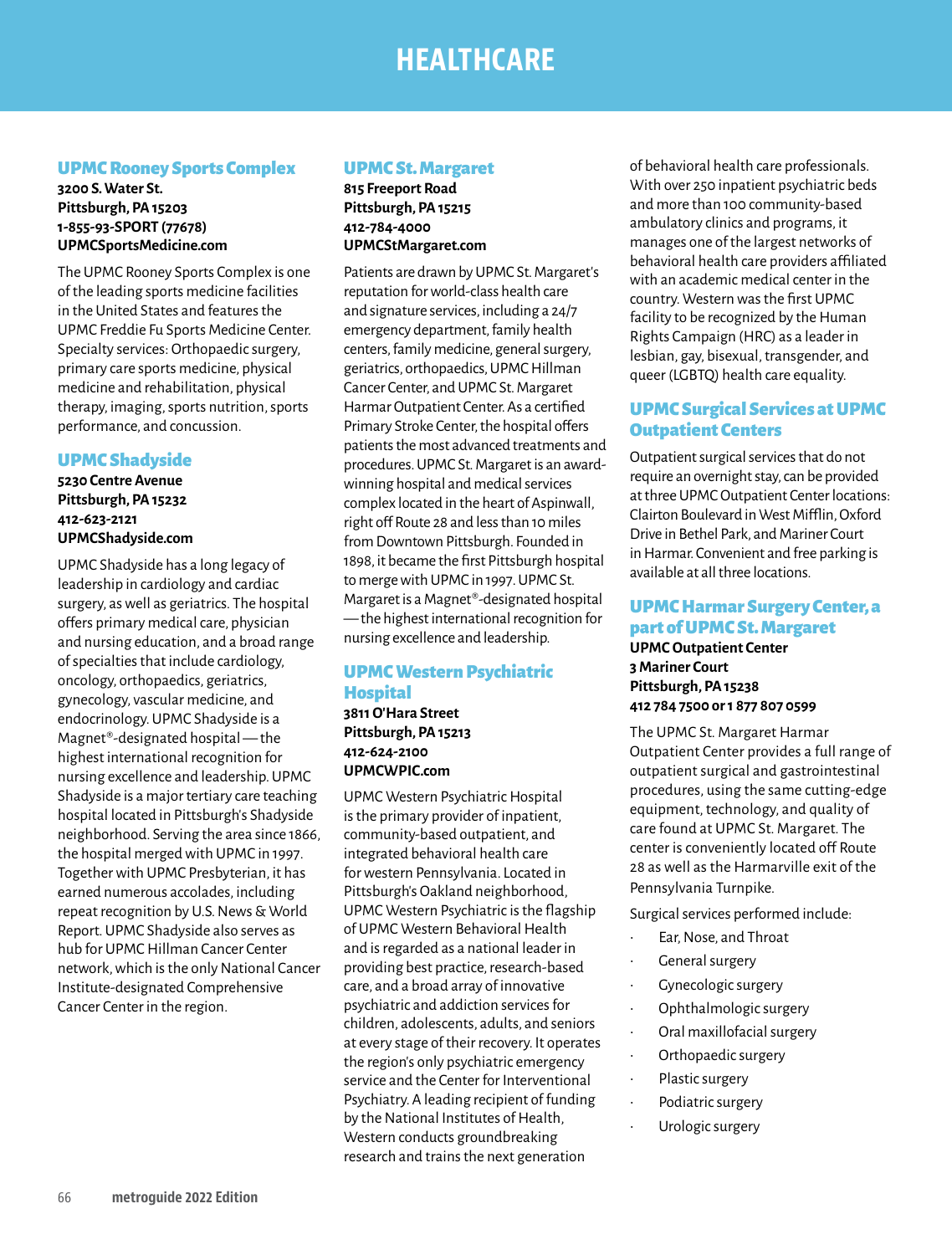# HEALTHCARE

## UPMC Rooney Sports Complex

**3200 S. Water St.**
**Pittsburgh, PA 15203**
**1-855-93-SPORT (77678)**
**UPMCSportsMedicine.com**

The UPMC Rooney Sports Complex is one of the leading sports medicine facilities in the United States and features the UPMC Freddie Fu Sports Medicine Center. Specialty services: Orthopaedic surgery, primary care sports medicine, physical medicine and rehabilitation, physical therapy, imaging, sports nutrition, sports performance, and concussion.

## UPMC Shadyside

**5230 Centre Avenue**
**Pittsburgh, PA 15232**
**412-623-2121**
**UPMCShadyside.com**

UPMC Shadyside has a long legacy of leadership in cardiology and cardiac surgery, as well as geriatrics. The hospital offers primary medical care, physician and nursing education, and a broad range of specialties that include cardiology, oncology, orthopaedics, geriatrics, gynecology, vascular medicine, and endocrinology. UPMC Shadyside is a Magnet®-designated hospital — the highest international recognition for nursing excellence and leadership. UPMC Shadyside is a major tertiary care teaching hospital located in Pittsburgh's Shadyside neighborhood. Serving the area since 1866, the hospital merged with UPMC in 1997. Together with UPMC Presbyterian, it has earned numerous accolades, including repeat recognition by U.S. News & World Report. UPMC Shadyside also serves as hub for UPMC Hillman Cancer Center network, which is the only National Cancer Institute-designated Comprehensive Cancer Center in the region.

## UPMC St. Margaret

**815 Freeport Road**
**Pittsburgh, PA 15215**
**412-784-4000**
**UPMCStMargaret.com**

Patients are drawn by UPMC St. Margaret's reputation for world-class health care and signature services, including a 24/7 emergency department, family health centers, family medicine, general surgery, geriatrics, orthopaedics, UPMC Hillman Cancer Center, and UPMC St. Margaret Harmar Outpatient Center. As a certified Primary Stroke Center, the hospital offers patients the most advanced treatments and procedures. UPMC St. Margaret is an award-winning hospital and medical services complex located in the heart of Aspinwall, right off Route 28 and less than 10 miles from Downtown Pittsburgh. Founded in 1898, it became the first Pittsburgh hospital to merge with UPMC in 1997. UPMC St. Margaret is a Magnet®-designated hospital — the highest international recognition for nursing excellence and leadership.

## UPMC Western Psychiatric Hospital

**3811 O'Hara Street**
**Pittsburgh, PA 15213**
**412-624-2100**
**UPMCWPIC.com**

UPMC Western Psychiatric Hospital is the primary provider of inpatient, community-based outpatient, and integrated behavioral health care for western Pennsylvania. Located in Pittsburgh's Oakland neighborhood, UPMC Western Psychiatric is the flagship of UPMC Western Behavioral Health and is regarded as a national leader in providing best practice, research-based care, and a broad array of innovative psychiatric and addiction services for children, adolescents, adults, and seniors at every stage of their recovery. It operates the region's only psychiatric emergency service and the Center for Interventional Psychiatry. A leading recipient of funding by the National Institutes of Health, Western conducts groundbreaking research and trains the next generation of behavioral health care professionals. With over 250 inpatient psychiatric beds and more than 100 community-based ambulatory clinics and programs, it manages one of the largest networks of behavioral health care providers affiliated with an academic medical center in the country. Western was the first UPMC facility to be recognized by the Human Rights Campaign (HRC) as a leader in lesbian, gay, bisexual, transgender, and queer (LGBTQ) health care equality.

## UPMC Surgical Services at UPMC Outpatient Centers

Outpatient surgical services that do not require an overnight stay, can be provided at three UPMC Outpatient Center locations: Clairton Boulevard in West Mifflin, Oxford Drive in Bethel Park, and Mariner Court in Harmar. Convenient and free parking is available at all three locations.

## UPMC Harmar Surgery Center, a part of UPMC St. Margaret

**UPMC Outpatient Center**
**3 Mariner Court**
**Pittsburgh, PA 15238**
**412 784 7500 or 1 877 807 0599**

The UPMC St. Margaret Harmar Outpatient Center provides a full range of outpatient surgical and gastrointestinal procedures, using the same cutting-edge equipment, technology, and quality of care found at UPMC St. Margaret. The center is conveniently located off Route 28 as well as the Harmarville exit of the Pennsylvania Turnpike.

Surgical services performed include:

- Ear, Nose, and Throat
- General surgery
- Gynecologic surgery
- Ophthalmologic surgery
- Oral maxillofacial surgery
- Orthopaedic surgery
- Plastic surgery
- Podiatric surgery
- Urologic surgery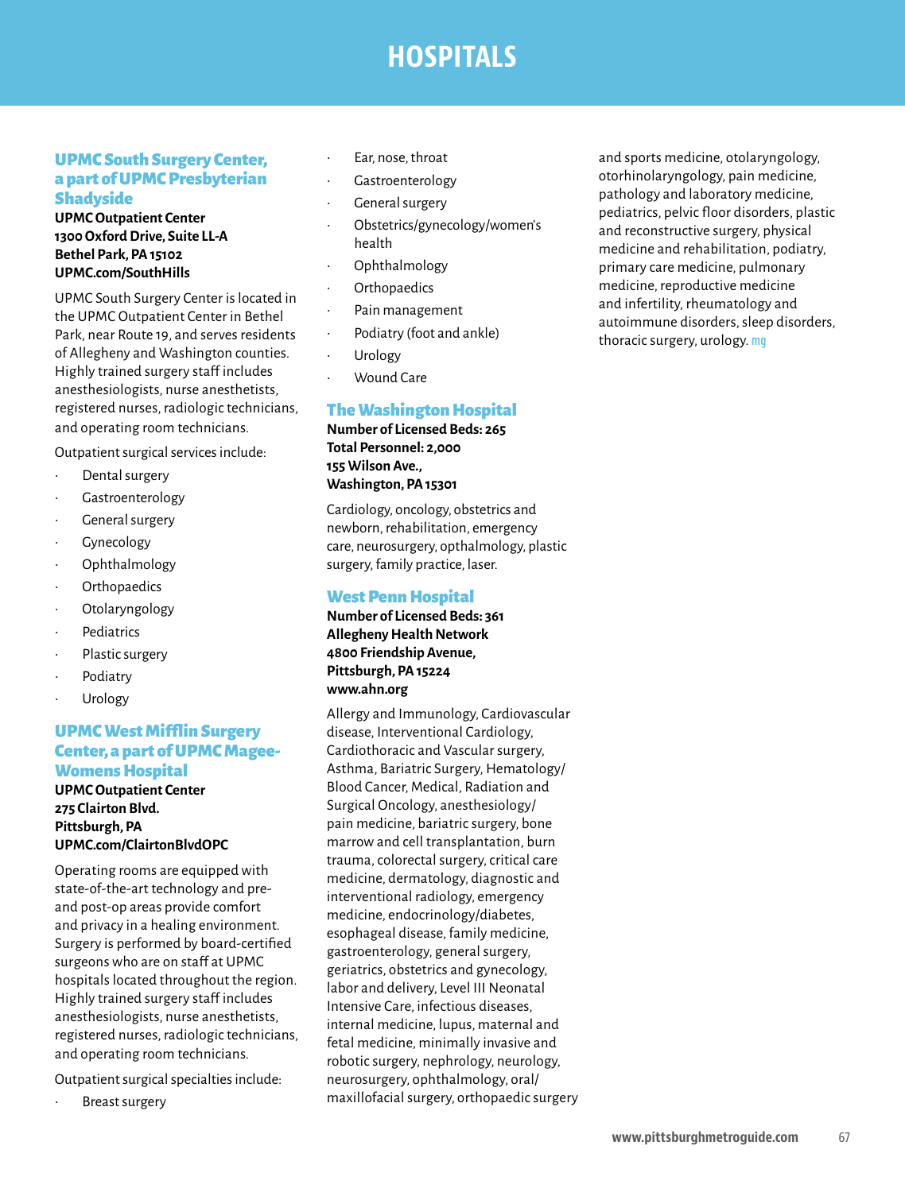# HOSPITALS

## UPMC South Surgery Center, a part of UPMC Presbyterian Shadyside

**UPMC Outpatient Center**
**1300 Oxford Drive, Suite LL-A**
**Bethel Park, PA 15102**
**UPMC.com/SouthHills**

UPMC South Surgery Center is located in the UPMC Outpatient Center in Bethel Park, near Route 19, and serves residents of Allegheny and Washington counties. Highly trained surgery staff includes anesthesiologists, nurse anesthetists, registered nurses, radiologic technicians, and operating room technicians.

Outpatient surgical services include:

- Dental surgery
- Gastroenterology
- General surgery
- Gynecology
- Ophthalmology
- Orthopaedics
- Otolaryngology
- Pediatrics
- Plastic surgery
- Podiatry
- Urology

## UPMC West Mifflin Surgery Center, a part of UPMC Magee-Womens Hospital

**UPMC Outpatient Center**
**275 Clairton Blvd.**
**Pittsburgh, PA**
**UPMC.com/ClairtonBlvdOPC**

Operating rooms are equipped with state-of-the-art technology and pre- and post-op areas provide comfort and privacy in a healing environment. Surgery is performed by board-certified surgeons who are on staff at UPMC hospitals located throughout the region. Highly trained surgery staff includes anesthesiologists, nurse anesthetists, registered nurses, radiologic technicians, and operating room technicians.

Outpatient surgical specialties include:

- Breast surgery
- Ear, nose, throat
- Gastroenterology
- General surgery
- Obstetrics/gynecology/women's health
- Ophthalmology
- Orthopaedics
- Pain management
- Podiatry (foot and ankle)
- Urology
- Wound Care

## The Washington Hospital

**Number of Licensed Beds: 265**
**Total Personnel: 2,000**
**155 Wilson Ave.,**
**Washington, PA 15301**

Cardiology, oncology, obstetrics and newborn, rehabilitation, emergency care, neurosurgery, opthalmology, plastic surgery, family practice, laser.

## West Penn Hospital

**Number of Licensed Beds: 361**
**Allegheny Health Network**
**4800 Friendship Avenue,**
**Pittsburgh, PA 15224**
**www.ahn.org**

Allergy and Immunology, Cardiovascular disease, Interventional Cardiology, Cardiothoracic and Vascular surgery, Asthma, Bariatric Surgery, Hematology/Blood Cancer, Medical, Radiation and Surgical Oncology, anesthesiology/pain medicine, bariatric surgery, bone marrow and cell transplantation, burn trauma, colorectal surgery, critical care medicine, dermatology, diagnostic and interventional radiology, emergency medicine, endocrinology/diabetes, esophageal disease, family medicine, gastroenterology, general surgery, geriatrics, obstetrics and gynecology, labor and delivery, Level III Neonatal Intensive Care, infectious diseases, internal medicine, lupus, maternal and fetal medicine, minimally invasive and robotic surgery, nephrology, neurology, neurosurgery, ophthalmology, oral/maxillofacial surgery, orthopaedic surgery and sports medicine, otolaryngology, otorhinolaryngology, pain medicine, pathology and laboratory medicine, pediatrics, pelvic floor disorders, plastic and reconstructive surgery, physical medicine and rehabilitation, podiatry, primary care medicine, pulmonary medicine, reproductive medicine and infertility, rheumatology and autoimmune disorders, sleep disorders, thoracic surgery, urology. mg